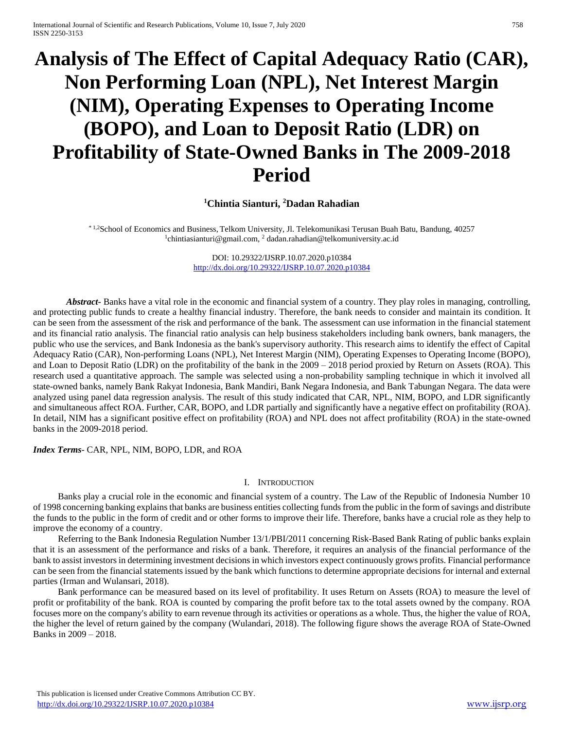# Analysis of The Effect of Capital Adequacy Ratio (CAR), Non Performing Loan (NPL), Net Interest Margin (NIM), Operating Expenses to Operating Income (BOPO), and Loan to Deposit Ratio (LDR) on Profitability of State-Owned Banks in The 2009-2018 Period

**[1]Chintia Sianturi, [2]Dadan Rahadian**

[* 1,2]School of Economics and Business, Telkom University, Jl. Telekomunikasi Terusan Buah Batu, Bandung, 40257
[1]chintiasianturi@gmail.com, [2] dadan.rahadian@telkomuniversity.ac.id

DOI: 10.29322/IJSRP.10.07.2020.p10384
http://dx.doi.org/10.29322/IJSRP.10.07.2020.p10384

***Abstract***- Banks have a vital role in the economic and financial system of a country. They play roles in managing, controlling, and protecting public funds to create a healthy financial industry. Therefore, the bank needs to consider and maintain its condition. It can be seen from the assessment of the risk and performance of the bank. The assessment can use information in the financial statement and its financial ratio analysis. The financial ratio analysis can help business stakeholders including bank owners, bank managers, the public who use the services, and Bank Indonesia as the bank's supervisory authority. This research aims to identify the effect of Capital Adequacy Ratio (CAR), Non-performing Loans (NPL), Net Interest Margin (NIM), Operating Expenses to Operating Income (BOPO), and Loan to Deposit Ratio (LDR) on the profitability of the bank in the 2009 – 2018 period proxied by Return on Assets (ROA). This research used a quantitative approach. The sample was selected using a non-probability sampling technique in which it involved all state-owned banks, namely Bank Rakyat Indonesia, Bank Mandiri, Bank Negara Indonesia, and Bank Tabungan Negara. The data were analyzed using panel data regression analysis. The result of this study indicated that CAR, NPL, NIM, BOPO, and LDR significantly and simultaneous affect ROA. Further, CAR, BOPO, and LDR partially and significantly have a negative effect on profitability (ROA). In detail, NIM has a significant positive effect on profitability (ROA) and NPL does not affect profitability (ROA) in the state-owned banks in the 2009-2018 period.

***Index Terms***- CAR, NPL, NIM, BOPO, LDR, and ROA

## I. Introduction

Banks play a crucial role in the economic and financial system of a country. The Law of the Republic of Indonesia Number 10 of 1998 concerning banking explains that banks are business entities collecting funds from the public in the form of savings and distribute the funds to the public in the form of credit and or other forms to improve their life. Therefore, banks have a crucial role as they help to improve the economy of a country.

Referring to the Bank Indonesia Regulation Number 13/1/PBI/2011 concerning Risk-Based Bank Rating of public banks explain that it is an assessment of the performance and risks of a bank. Therefore, it requires an analysis of the financial performance of the bank to assist investors in determining investment decisions in which investors expect continuously grows profits. Financial performance can be seen from the financial statements issued by the bank which functions to determine appropriate decisions for internal and external parties (Irman and Wulansari, 2018).

Bank performance can be measured based on its level of profitability. It uses Return on Assets (ROA) to measure the level of profit or profitability of the bank. ROA is counted by comparing the profit before tax to the total assets owned by the company. ROA focuses more on the company's ability to earn revenue through its activities or operations as a whole. Thus, the higher the value of ROA, the higher the level of return gained by the company (Wulandari, 2018). The following figure shows the average ROA of State-Owned Banks in 2009 – 2018.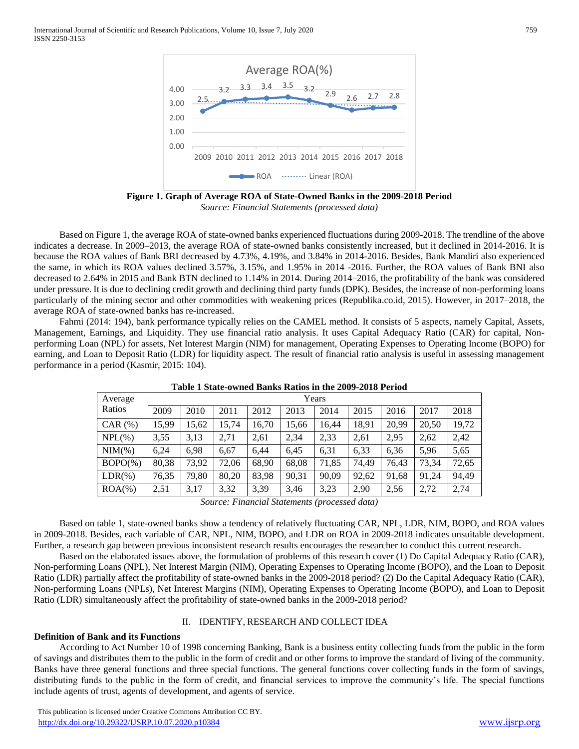**Figure 1. Graph of Average ROA of State-Owned Banks in the 2009-2018 Period**

*Source: Financial Statements (processed data)*

Based on Figure 1, the average ROA of state-owned banks experienced fluctuations during 2009-2018. The trendline of the above indicates a decrease. In 2009–2013, the average ROA of state-owned banks consistently increased, but it declined in 2014-2016. It is because the ROA values of Bank BRI decreased by 4.73%, 4.19%, and 3.84% in 2014-2016. Besides, Bank Mandiri also experienced the same, in which its ROA values declined 3.57%, 3.15%, and 1.95% in 2014 -2016. Further, the ROA values of Bank BNI also decreased to 2.64% in 2015 and Bank BTN declined to 1.14% in 2014. During 2014–2016, the profitability of the bank was considered under pressure. It is due to declining credit growth and declining third party funds (DPK). Besides, the increase of non-performing loans particularly of the mining sector and other commodities with weakening prices (Republika.co.id, 2015). However, in 2017–2018, the average ROA of state-owned banks has re-increased.

Fahmi (2014: 194), bank performance typically relies on the CAMEL method. It consists of 5 aspects, namely Capital, Assets, Management, Earnings, and Liquidity. They use financial ratio analysis. It uses Capital Adequacy Ratio (CAR) for capital, Non-performing Loan (NPL) for assets, Net Interest Margin (NIM) for management, Operating Expenses to Operating Income (BOPO) for earning, and Loan to Deposit Ratio (LDR) for liquidity aspect. The result of financial ratio analysis is useful in assessing management performance in a period (Kasmir, 2015: 104).

**Table 1 State-owned Banks Ratios in the 2009-2018 Period**

| Average Ratios | Years | | | | | | | | | |
|---|---|---|---|---|---|---|---|---|---|---|
| | 2009 | 2010 | 2011 | 2012 | 2013 | 2014 | 2015 | 2016 | 2017 | 2018 |
| CAR (%) | 15,99 | 15,62 | 15,74 | 16,70 | 15,66 | 16,44 | 18,91 | 20,99 | 20,50 | 19,72 |
| NPL(%) | 3,55 | 3,13 | 2,71 | 2,61 | 2,34 | 2,33 | 2,61 | 2,95 | 2,62 | 2,42 |
| NIM(%) | 6,24 | 6,98 | 6,67 | 6,44 | 6,45 | 6,31 | 6,33 | 6,36 | 5,96 | 5,65 |
| BOPO(%) | 80,38 | 73,92 | 72,06 | 68,90 | 68,08 | 71,85 | 74,49 | 76,43 | 73,34 | 72,65 |
| LDR(%) | 76,35 | 79,80 | 80,20 | 83,98 | 90,31 | 90,09 | 92,62 | 91,68 | 91,24 | 94,49 |
| ROA(%) | 2,51 | 3,17 | 3,32 | 3,39 | 3,46 | 3,23 | 2,90 | 2,56 | 2,72 | 2,74 |

*Source: Financial Statements (processed data)*

Based on table 1, state-owned banks show a tendency of relatively fluctuating CAR, NPL, LDR, NIM, BOPO, and ROA values in 2009-2018. Besides, each variable of CAR, NPL, NIM, BOPO, and LDR on ROA in 2009-2018 indicates unsuitable development. Further, a research gap between previous inconsistent research results encourages the researcher to conduct this current research.

Based on the elaborated issues above, the formulation of problems of this research cover (1) Do Capital Adequacy Ratio (CAR), Non-performing Loans (NPL), Net Interest Margin (NIM), Operating Expenses to Operating Income (BOPO), and the Loan to Deposit Ratio (LDR) partially affect the profitability of state-owned banks in the 2009-2018 period? (2) Do the Capital Adequacy Ratio (CAR), Non-performing Loans (NPLs), Net Interest Margins (NIM), Operating Expenses to Operating Income (BOPO), and Loan to Deposit Ratio (LDR) simultaneously affect the profitability of state-owned banks in the 2009-2018 period?

## II. IDENTIFY, RESEARCH AND COLLECT IDEA

### Definition of Bank and its Functions

According to Act Number 10 of 1998 concerning Banking, Bank is a business entity collecting funds from the public in the form of savings and distributes them to the public in the form of credit and or other forms to improve the standard of living of the community. Banks have three general functions and three special functions. The general functions cover collecting funds in the form of savings, distributing funds to the public in the form of credit, and financial services to improve the community's life. The special functions include agents of trust, agents of development, and agents of service.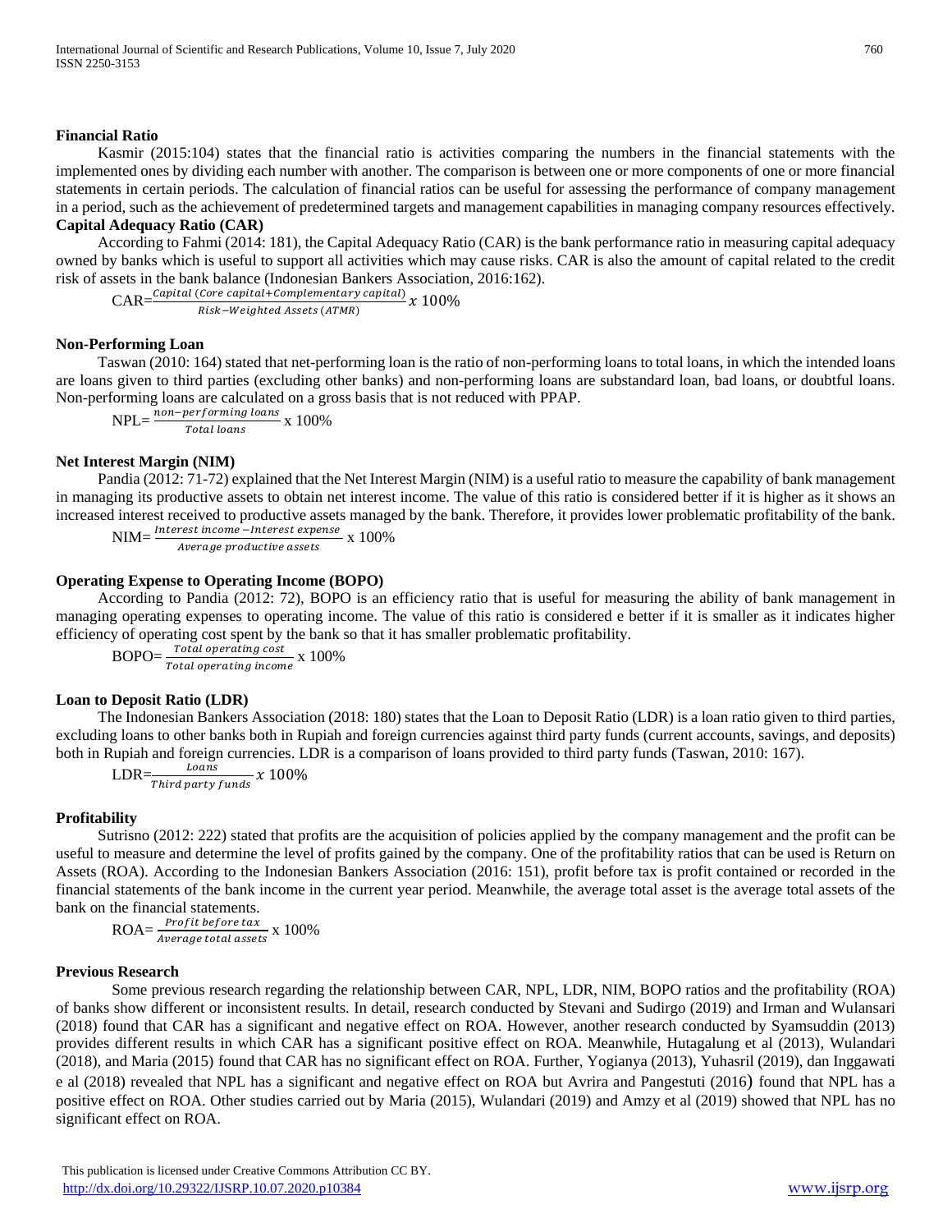**Financial Ratio**

Kasmir (2015:104) states that the financial ratio is activities comparing the numbers in the financial statements with the implemented ones by dividing each number with another. The comparison is between one or more components of one or more financial statements in certain periods. The calculation of financial ratios can be useful for assessing the performance of company management in a period, such as the achievement of predetermined targets and management capabilities in managing company resources effectively.

**Capital Adequacy Ratio (CAR)**

According to Fahmi (2014: 181), the Capital Adequacy Ratio (CAR) is the bank performance ratio in measuring capital adequacy owned by banks which is useful to support all activities which may cause risks. CAR is also the amount of capital related to the credit risk of assets in the bank balance (Indonesian Bankers Association, 2016:162).

$$CAR=\frac{Capital\ (Core\ capital+Complementary\ capital)}{Risk-Weighted\ Assets\ (ATMR)}\ x\ 100\%$$

**Non-Performing Loan**

Taswan (2010: 164) stated that net-performing loan is the ratio of non-performing loans to total loans, in which the intended loans are loans given to third parties (excluding other banks) and non-performing loans are substandard loan, bad loans, or doubtful loans. Non-performing loans are calculated on a gross basis that is not reduced with PPAP.

$$NPL=\frac{non-performing\ loans}{Total\ loans}\ x\ 100\%$$

**Net Interest Margin (NIM)**

Pandia (2012: 71-72) explained that the Net Interest Margin (NIM) is a useful ratio to measure the capability of bank management in managing its productive assets to obtain net interest income. The value of this ratio is considered better if it is higher as it shows an increased interest received to productive assets managed by the bank. Therefore, it provides lower problematic profitability of the bank.

$$NIM=\frac{Interest\ income-Interest\ expense}{Average\ productive\ assets}\ x\ 100\%$$

**Operating Expense to Operating Income (BOPO)**

According to Pandia (2012: 72), BOPO is an efficiency ratio that is useful for measuring the ability of bank management in managing operating expenses to operating income. The value of this ratio is considered e better if it is smaller as it indicates higher efficiency of operating cost spent by the bank so that it has smaller problematic profitability.

$$BOPO=\frac{Total\ operating\ cost}{Total\ operating\ income}\ x\ 100\%$$

**Loan to Deposit Ratio (LDR)**

The Indonesian Bankers Association (2018: 180) states that the Loan to Deposit Ratio (LDR) is a loan ratio given to third parties, excluding loans to other banks both in Rupiah and foreign currencies against third party funds (current accounts, savings, and deposits) both in Rupiah and foreign currencies. LDR is a comparison of loans provided to third party funds (Taswan, 2010: 167).

$$LDR=\frac{Loans}{Third\ party\ funds}\ x\ 100\%$$

**Profitability**

Sutrisno (2012: 222) stated that profits are the acquisition of policies applied by the company management and the profit can be useful to measure and determine the level of profits gained by the company. One of the profitability ratios that can be used is Return on Assets (ROA). According to the Indonesian Bankers Association (2016: 151), profit before tax is profit contained or recorded in the financial statements of the bank income in the current year period. Meanwhile, the average total asset is the average total assets of the bank on the financial statements.

$$ROA=\frac{Profit\ before\ tax}{Average\ total\ assets}\ x\ 100\%$$

**Previous Research**

Some previous research regarding the relationship between CAR, NPL, LDR, NIM, BOPO ratios and the profitability (ROA) of banks show different or inconsistent results. In detail, research conducted by Stevani and Sudirgo (2019) and Irman and Wulansari (2018) found that CAR has a significant and negative effect on ROA. However, another research conducted by Syamsuddin (2013) provides different results in which CAR has a significant positive effect on ROA. Meanwhile, Hutagalung et al (2013), Wulandari (2018), and Maria (2015) found that CAR has no significant effect on ROA. Further, Yogianya (2013), Yuhasril (2019), dan Inggawati e al (2018) revealed that NPL has a significant and negative effect on ROA but Avrira and Pangestuti (2016) found that NPL has a positive effect on ROA. Other studies carried out by Maria (2015), Wulandari (2019) and Amzy et al (2019) showed that NPL has no significant effect on ROA.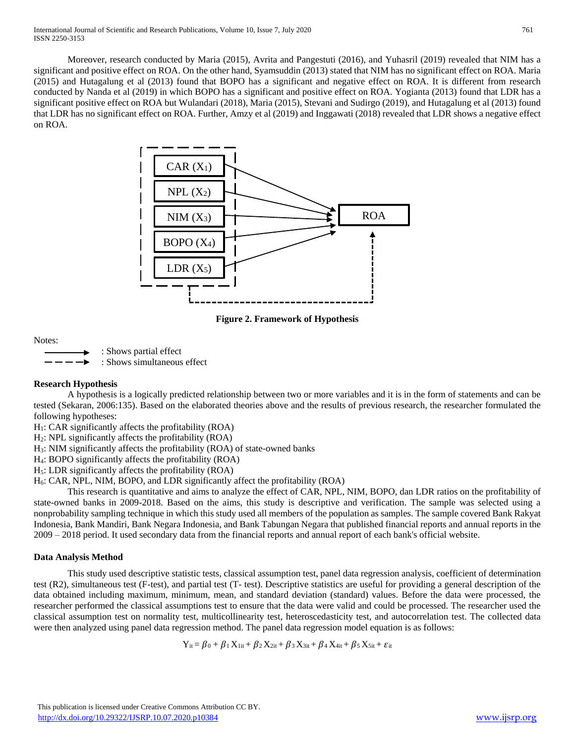Moreover, research conducted by Maria (2015), Avrita and Pangestuti (2016), and Yuhasril (2019) revealed that NIM has a significant and positive effect on ROA. On the other hand, Syamsuddin (2013) stated that NIM has no significant effect on ROA. Maria (2015) and Hutagalung et al (2013) found that BOPO has a significant and negative effect on ROA. It is different from research conducted by Nanda et al (2019) in which BOPO has a significant and positive effect on ROA. Yogianta (2013) found that LDR has a significant positive effect on ROA but Wulandari (2018), Maria (2015), Stevani and Sudirgo (2019), and Hutagalung et al (2013) found that LDR has no significant effect on ROA. Further, Amzy et al (2019) and Inggawati (2018) revealed that LDR shows a negative effect on ROA.

**Figure 2. Framework of Hypothesis**

Notes:

→ : Shows partial effect

- - → : Shows simultaneous effect

**Research Hypothesis**

A hypothesis is a logically predicted relationship between two or more variables and it is in the form of statements and can be tested (Sekaran, 2006:135). Based on the elaborated theories above and the results of previous research, the researcher formulated the following hypotheses:

$H_1$: CAR significantly affects the profitability (ROA)

$H_2$: NPL significantly affects the profitability (ROA)

$H_3$: NIM significantly affects the profitability (ROA) of state-owned banks

$H_4$: BOPO significantly affects the profitability (ROA)

$H_5$: LDR significantly affects the profitability (ROA)

$H_6$: CAR, NPL, NIM, BOPO, and LDR significantly affect the profitability (ROA)

This research is quantitative and aims to analyze the effect of CAR, NPL, NIM, BOPO, dan LDR ratios on the profitability of state-owned banks in 2009-2018. Based on the aims, this study is descriptive and verification. The sample was selected using a nonprobability sampling technique in which this study used all members of the population as samples. The sample covered Bank Rakyat Indonesia, Bank Mandiri, Bank Negara Indonesia, and Bank Tabungan Negara that published financial reports and annual reports in the 2009 – 2018 period. It used secondary data from the financial reports and annual report of each bank's official website.

**Data Analysis Method**

This study used descriptive statistic tests, classical assumption test, panel data regression analysis, coefficient of determination test (R2), simultaneous test (F-test), and partial test (T- test). Descriptive statistics are useful for providing a general description of the data obtained including maximum, minimum, mean, and standard deviation (standard) values. Before the data were processed, the researcher performed the classical assumptions test to ensure that the data were valid and could be processed. The researcher used the classical assumption test on normality test, multicollinearity test, heteroscedasticity test, and autocorrelation test. The collected data were then analyzed using panel data regression method. The panel data regression model equation is as follows:

$$Y_{it} = \beta_0 + \beta_1 X_{1it} + \beta_2 X_{2it} + \beta_3 X_{3it} + \beta_4 X_{4it} + \beta_5 X_{5it} + \varepsilon_{it}$$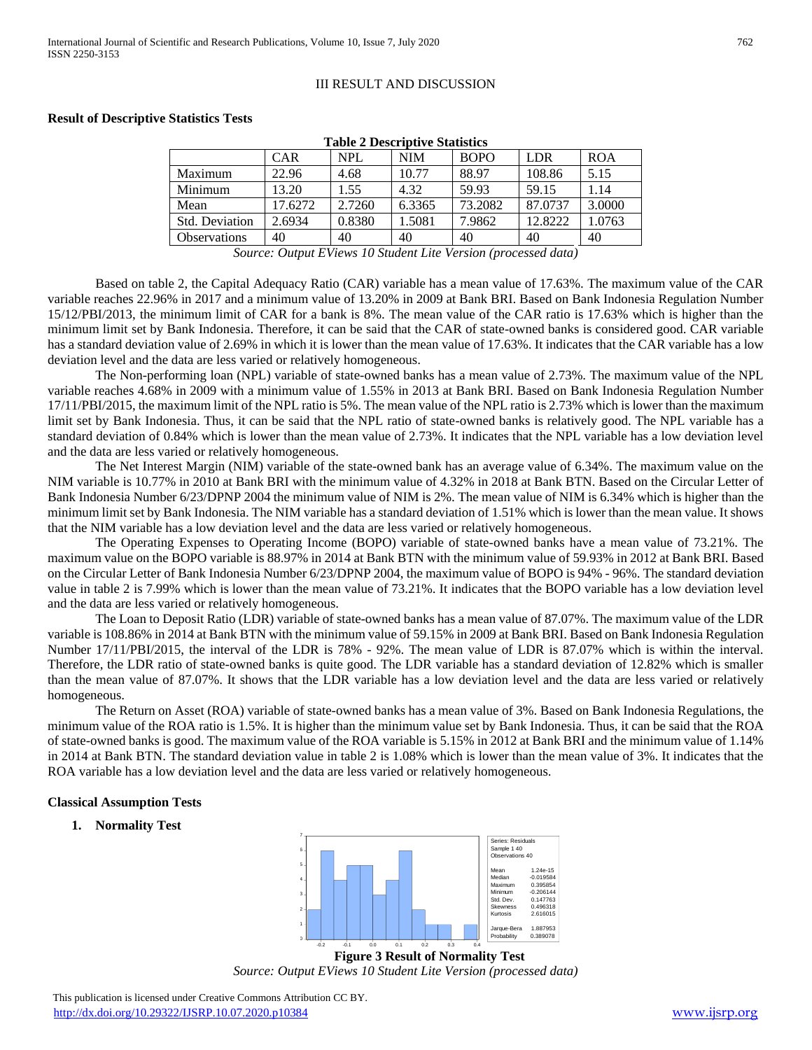## III RESULT AND DISCUSSION

### Result of Descriptive Statistics Tests

**Table 2 Descriptive Statistics**

| | CAR | NPL | NIM | BOPO | LDR | ROA |
|---|---|---|---|---|---|---|
| Maximum | 22.96 | 4.68 | 10.77 | 88.97 | 108.86 | 5.15 |
| Minimum | 13.20 | 1.55 | 4.32 | 59.93 | 59.15 | 1.14 |
| Mean | 17.6272 | 2.7260 | 6.3365 | 73.2082 | 87.0737 | 3.0000 |
| Std. Deviation | 2.6934 | 0.8380 | 1.5081 | 7.9862 | 12.8222 | 1.0763 |
| Observations | 40 | 40 | 40 | 40 | 40 | 40 |

*Source: Output EViews 10 Student Lite Version (processed data)*

Based on table 2, the Capital Adequacy Ratio (CAR) variable has a mean value of 17.63%. The maximum value of the CAR variable reaches 22.96% in 2017 and a minimum value of 13.20% in 2009 at Bank BRI. Based on Bank Indonesia Regulation Number 15/12/PBI/2013, the minimum limit of CAR for a bank is 8%. The mean value of the CAR ratio is 17.63% which is higher than the minimum limit set by Bank Indonesia. Therefore, it can be said that the CAR of state-owned banks is considered good. CAR variable has a standard deviation value of 2.69% in which it is lower than the mean value of 17.63%. It indicates that the CAR variable has a low deviation level and the data are less varied or relatively homogeneous.

The Non-performing loan (NPL) variable of state-owned banks has a mean value of 2.73%. The maximum value of the NPL variable reaches 4.68% in 2009 with a minimum value of 1.55% in 2013 at Bank BRI. Based on Bank Indonesia Regulation Number 17/11/PBI/2015, the maximum limit of the NPL ratio is 5%. The mean value of the NPL ratio is 2.73% which is lower than the maximum limit set by Bank Indonesia. Thus, it can be said that the NPL ratio of state-owned banks is relatively good. The NPL variable has a standard deviation of 0.84% which is lower than the mean value of 2.73%. It indicates that the NPL variable has a low deviation level and the data are less varied or relatively homogeneous.

The Net Interest Margin (NIM) variable of the state-owned bank has an average value of 6.34%. The maximum value on the NIM variable is 10.77% in 2010 at Bank BRI with the minimum value of 4.32% in 2018 at Bank BTN. Based on the Circular Letter of Bank Indonesia Number 6/23/DPNP 2004 the minimum value of NIM is 2%. The mean value of NIM is 6.34% which is higher than the minimum limit set by Bank Indonesia. The NIM variable has a standard deviation of 1.51% which is lower than the mean value. It shows that the NIM variable has a low deviation level and the data are less varied or relatively homogeneous.

The Operating Expenses to Operating Income (BOPO) variable of state-owned banks have a mean value of 73.21%. The maximum value on the BOPO variable is 88.97% in 2014 at Bank BTN with the minimum value of 59.93% in 2012 at Bank BRI. Based on the Circular Letter of Bank Indonesia Number 6/23/DPNP 2004, the maximum value of BOPO is 94% - 96%. The standard deviation value in table 2 is 7.99% which is lower than the mean value of 73.21%. It indicates that the BOPO variable has a low deviation level and the data are less varied or relatively homogeneous.

The Loan to Deposit Ratio (LDR) variable of state-owned banks has a mean value of 87.07%. The maximum value of the LDR variable is 108.86% in 2014 at Bank BTN with the minimum value of 59.15% in 2009 at Bank BRI. Based on Bank Indonesia Regulation Number 17/11/PBI/2015, the interval of the LDR is 78% - 92%. The mean value of LDR is 87.07% which is within the interval. Therefore, the LDR ratio of state-owned banks is quite good. The LDR variable has a standard deviation of 12.82% which is smaller than the mean value of 87.07%. It shows that the LDR variable has a low deviation level and the data are less varied or relatively homogeneous.

The Return on Asset (ROA) variable of state-owned banks has a mean value of 3%. Based on Bank Indonesia Regulations, the minimum value of the ROA ratio is 1.5%. It is higher than the minimum value set by Bank Indonesia. Thus, it can be said that the ROA of state-owned banks is good. The maximum value of the ROA variable is 5.15% in 2012 at Bank BRI and the minimum value of 1.14% in 2014 at Bank BTN. The standard deviation value in table 2 is 1.08% which is lower than the mean value of 3%. It indicates that the ROA variable has a low deviation level and the data are less varied or relatively homogeneous.

### Classical Assumption Tests

1. **Normality Test**

| Series: Residuals | |
|---|---|
| Sample 1 40 | |
| Observations 40 | |
| Mean | 1.24e-15 |
| Median | -0.019584 |
| Maximum | 0.395854 |
| Minimum | -0.206144 |
| Std. Dev. | 0.147763 |
| Skewness | 0.496318 |
| Kurtosis | 2.616015 |
| Jarque-Bera | 1.887953 |
| Probability | 0.389078 |

**Figure 3 Result of Normality Test**

*Source: Output EViews 10 Student Lite Version (processed data)*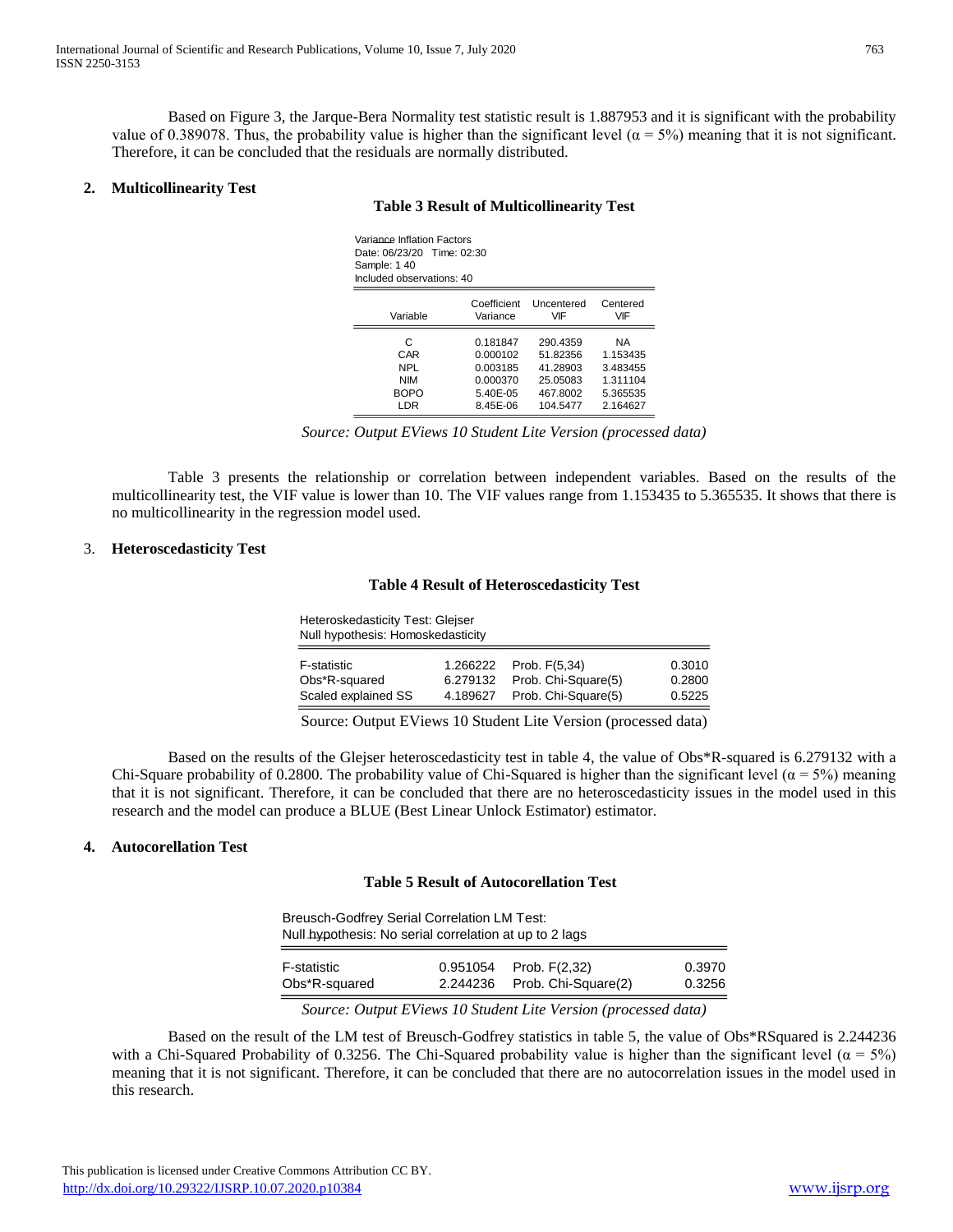Based on Figure 3, the Jarque-Bera Normality test statistic result is 1.887953 and it is significant with the probability value of 0.389078. Thus, the probability value is higher than the significant level (α = 5%) meaning that it is not significant. Therefore, it can be concluded that the residuals are normally distributed.

## 2. Multicollinearity Test

**Table 3 Result of Multicollinearity Test**

Variance Inflation Factors
Date: 06/23/20 Time: 02:30
Sample: 1 40
Included observations: 40

| Variable | Coefficient Variance | Uncentered VIF | Centered VIF |
|---|---|---|---|
| C | 0.181847 | 290.4359 | NA |
| CAR | 0.000102 | 51.82356 | 1.153435 |
| NPL | 0.003185 | 41.28903 | 3.483455 |
| NIM | 0.000370 | 25.05083 | 1.311104 |
| BOPO | 5.40E-05 | 467.8002 | 5.365535 |
| LDR | 8.45E-06 | 104.5477 | 2.164627 |

*Source: Output EViews 10 Student Lite Version (processed data)*

Table 3 presents the relationship or correlation between independent variables. Based on the results of the multicollinearity test, the VIF value is lower than 10. The VIF values range from 1.153435 to 5.365535. It shows that there is no multicollinearity in the regression model used.

## 3. Heteroscedasticity Test

**Table 4 Result of Heteroscedasticity Test**

Heteroskedasticity Test: Glejser
Null hypothesis: Homoskedasticity

| | | | |
|---|---|---|---|
| F-statistic | 1.266222 | Prob. F(5,34) | 0.3010 |
| Obs*R-squared | 6.279132 | Prob. Chi-Square(5) | 0.2800 |
| Scaled explained SS | 4.189627 | Prob. Chi-Square(5) | 0.5225 |

Source: Output EViews 10 Student Lite Version (processed data)

Based on the results of the Glejser heteroscedasticity test in table 4, the value of Obs*R-squared is 6.279132 with a Chi-Square probability of 0.2800. The probability value of Chi-Squared is higher than the significant level (α = 5%) meaning that it is not significant. Therefore, it can be concluded that there are no heteroscedasticity issues in the model used in this research and the model can produce a BLUE (Best Linear Unlock Estimator) estimator.

## 4. Autocorellation Test

**Table 5 Result of Autocorellation Test**

Breusch-Godfrey Serial Correlation LM Test:
Null hypothesis: No serial correlation at up to 2 lags

| | | | |
|---|---|---|---|
| F-statistic | 0.951054 | Prob. F(2,32) | 0.3970 |
| Obs*R-squared | 2.244236 | Prob. Chi-Square(2) | 0.3256 |

*Source: Output EViews 10 Student Lite Version (processed data)*

Based on the result of the LM test of Breusch-Godfrey statistics in table 5, the value of Obs*RSquared is 2.244236 with a Chi-Squared Probability of 0.3256. The Chi-Squared probability value is higher than the significant level (α = 5%) meaning that it is not significant. Therefore, it can be concluded that there are no autocorrelation issues in the model used in this research.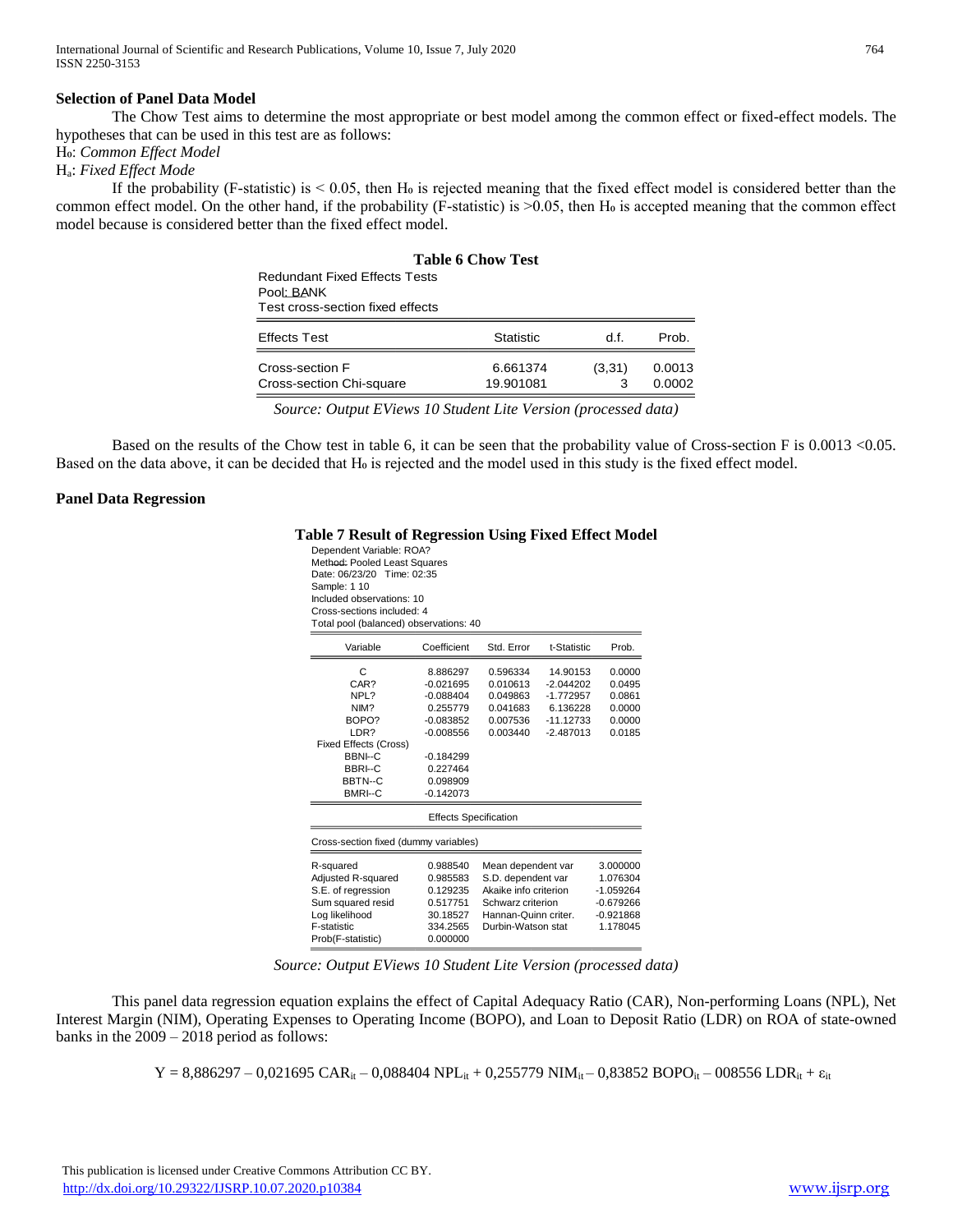**Selection of Panel Data Model**

The Chow Test aims to determine the most appropriate or best model among the common effect or fixed-effect models. The hypotheses that can be used in this test are as follows:

$H_0$: *Common Effect Model*

$H_a$: *Fixed Effect Mode*

If the probability (F-statistic) is < 0.05, then $H_0$ is rejected meaning that the fixed effect model is considered better than the common effect model. On the other hand, if the probability (F-statistic) is >0.05, then $H_0$ is accepted meaning that the common effect model because is considered better than the fixed effect model.

**Table 6 Chow Test**

Redundant Fixed Effects Tests
Pool: BANK
Test cross-section fixed effects

| Effects Test | Statistic | d.f. | Prob. |
|---|---|---|---|
| Cross-section F | 6.661374 | (3,31) | 0.0013 |
| Cross-section Chi-square | 19.901081 | 3 | 0.0002 |

*Source: Output EViews 10 Student Lite Version (processed data)*

Based on the results of the Chow test in table 6, it can be seen that the probability value of Cross-section F is 0.0013 <0.05. Based on the data above, it can be decided that $H_0$ is rejected and the model used in this study is the fixed effect model.

**Panel Data Regression**

**Table 7 Result of Regression Using Fixed Effect Model**

Dependent Variable: ROA?
Method: Pooled Least Squares
Date: 06/23/20 Time: 02:35
Sample: 1 10
Included observations: 10
Cross-sections included: 4
Total pool (balanced) observations: 40

| Variable | Coefficient | Std. Error | t-Statistic | Prob. |
|---|---|---|---|---|
| C | 8.886297 | 0.596334 | 14.90153 | 0.0000 |
| CAR? | -0.021695 | 0.010613 | -2.044202 | 0.0495 |
| NPL? | -0.088404 | 0.049863 | -1.772957 | 0.0861 |
| NIM? | 0.255779 | 0.041683 | 6.136228 | 0.0000 |
| BOPO? | -0.083852 | 0.007536 | -11.12733 | 0.0000 |
| LDR? | -0.008556 | 0.003440 | -2.487013 | 0.0185 |
| Fixed Effects (Cross) | | | | |
| BBNI--C | -0.184299 | | | |
| BBRI--C | 0.227464 | | | |
| BBTN--C | 0.098909 | | | |
| BMRI--C | -0.142073 | | | |

Effects Specification

Cross-section fixed (dummy variables)

| | | | |
|---|---|---|---|
| R-squared | 0.988540 | Mean dependent var | 3.000000 |
| Adjusted R-squared | 0.985583 | S.D. dependent var | 1.076304 |
| S.E. of regression | 0.129235 | Akaike info criterion | -1.059264 |
| Sum squared resid | 0.517751 | Schwarz criterion | -0.679266 |
| Log likelihood | 30.18527 | Hannan-Quinn criter. | -0.921868 |
| F-statistic | 334.2565 | Durbin-Watson stat | 1.178045 |
| Prob(F-statistic) | 0.000000 | | |

*Source: Output EViews 10 Student Lite Version (processed data)*

This panel data regression equation explains the effect of Capital Adequacy Ratio (CAR), Non-performing Loans (NPL), Net Interest Margin (NIM), Operating Expenses to Operating Income (BOPO), and Loan to Deposit Ratio (LDR) on ROA of state-owned banks in the 2009 – 2018 period as follows:

$$Y = 8{,}886297 - 0{,}021695\ CAR_{it} - 0{,}088404\ NPL_{it} + 0{,}255779\ NIM_{it} - 0{,}83852\ BOPO_{it} - 008556\ LDR_{it} + \varepsilon_{it}$$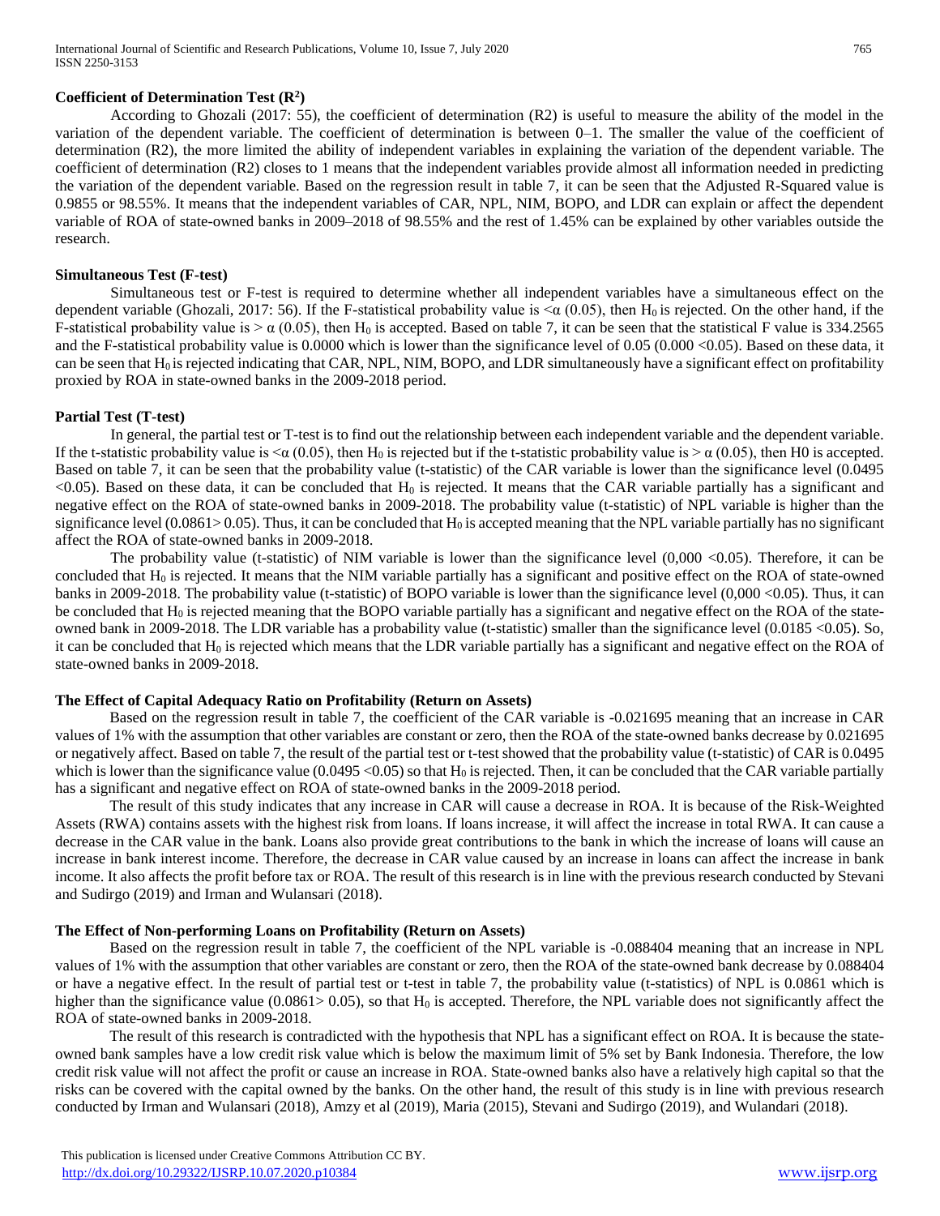### Coefficient of Determination Test ($R^2$)

According to Ghozali (2017: 55), the coefficient of determination (R2) is useful to measure the ability of the model in the variation of the dependent variable. The coefficient of determination is between 0–1. The smaller the value of the coefficient of determination (R2), the more limited the ability of independent variables in explaining the variation of the dependent variable. The coefficient of determination (R2) closes to 1 means that the independent variables provide almost all information needed in predicting the variation of the dependent variable. Based on the regression result in table 7, it can be seen that the Adjusted R-Squared value is 0.9855 or 98.55%. It means that the independent variables of CAR, NPL, NIM, BOPO, and LDR can explain or affect the dependent variable of ROA of state-owned banks in 2009–2018 of 98.55% and the rest of 1.45% can be explained by other variables outside the research.

### Simultaneous Test (F-test)

Simultaneous test or F-test is required to determine whether all independent variables have a simultaneous effect on the dependent variable (Ghozali, 2017: 56). If the F-statistical probability value is $<\alpha$ (0.05), then $H_0$ is rejected. On the other hand, if the F-statistical probability value is $> \alpha$ (0.05), then $H_0$ is accepted. Based on table 7, it can be seen that the statistical F value is 334.2565 and the F-statistical probability value is 0.0000 which is lower than the significance level of 0.05 (0.000 <0.05). Based on these data, it can be seen that $H_0$ is rejected indicating that CAR, NPL, NIM, BOPO, and LDR simultaneously have a significant effect on profitability proxied by ROA in state-owned banks in the 2009-2018 period.

### Partial Test (T-test)

In general, the partial test or T-test is to find out the relationship between each independent variable and the dependent variable. If the t-statistic probability value is $<\alpha$ (0.05), then $H_0$ is rejected but if the t-statistic probability value is $> \alpha$ (0.05), then H0 is accepted. Based on table 7, it can be seen that the probability value (t-statistic) of the CAR variable is lower than the significance level (0.0495 <0.05). Based on these data, it can be concluded that $H_0$ is rejected. It means that the CAR variable partially has a significant and negative effect on the ROA of state-owned banks in 2009-2018. The probability value (t-statistic) of NPL variable is higher than the significance level (0.0861> 0.05). Thus, it can be concluded that $H_0$ is accepted meaning that the NPL variable partially has no significant affect the ROA of state-owned banks in 2009-2018.

The probability value (t-statistic) of NIM variable is lower than the significance level (0,000 <0.05). Therefore, it can be concluded that $H_0$ is rejected. It means that the NIM variable partially has a significant and positive effect on the ROA of state-owned banks in 2009-2018. The probability value (t-statistic) of BOPO variable is lower than the significance level (0,000 <0.05). Thus, it can be concluded that $H_0$ is rejected meaning that the BOPO variable partially has a significant and negative effect on the ROA of the state-owned bank in 2009-2018. The LDR variable has a probability value (t-statistic) smaller than the significance level (0.0185 <0.05). So, it can be concluded that $H_0$ is rejected which means that the LDR variable partially has a significant and negative effect on the ROA of state-owned banks in 2009-2018.

### The Effect of Capital Adequacy Ratio on Profitability (Return on Assets)

Based on the regression result in table 7, the coefficient of the CAR variable is -0.021695 meaning that an increase in CAR values of 1% with the assumption that other variables are constant or zero, then the ROA of the state-owned banks decrease by 0.021695 or negatively affect. Based on table 7, the result of the partial test or t-test showed that the probability value (t-statistic) of CAR is 0.0495 which is lower than the significance value (0.0495 <0.05) so that $H_0$ is rejected. Then, it can be concluded that the CAR variable partially has a significant and negative effect on ROA of state-owned banks in the 2009-2018 period.

The result of this study indicates that any increase in CAR will cause a decrease in ROA. It is because of the Risk-Weighted Assets (RWA) contains assets with the highest risk from loans. If loans increase, it will affect the increase in total RWA. It can cause a decrease in the CAR value in the bank. Loans also provide great contributions to the bank in which the increase of loans will cause an increase in bank interest income. Therefore, the decrease in CAR value caused by an increase in loans can affect the increase in bank income. It also affects the profit before tax or ROA. The result of this research is in line with the previous research conducted by Stevani and Sudirgo (2019) and Irman and Wulansari (2018).

### The Effect of Non-performing Loans on Profitability (Return on Assets)

Based on the regression result in table 7, the coefficient of the NPL variable is -0.088404 meaning that an increase in NPL values of 1% with the assumption that other variables are constant or zero, then the ROA of the state-owned bank decrease by 0.088404 or have a negative effect. In the result of partial test or t-test in table 7, the probability value (t-statistics) of NPL is 0.0861 which is higher than the significance value (0.0861> 0.05), so that $H_0$ is accepted. Therefore, the NPL variable does not significantly affect the ROA of state-owned banks in 2009-2018.

The result of this research is contradicted with the hypothesis that NPL has a significant effect on ROA. It is because the state-owned bank samples have a low credit risk value which is below the maximum limit of 5% set by Bank Indonesia. Therefore, the low credit risk value will not affect the profit or cause an increase in ROA. State-owned banks also have a relatively high capital so that the risks can be covered with the capital owned by the banks. On the other hand, the result of this study is in line with previous research conducted by Irman and Wulansari (2018), Amzy et al (2019), Maria (2015), Stevani and Sudirgo (2019), and Wulandari (2018).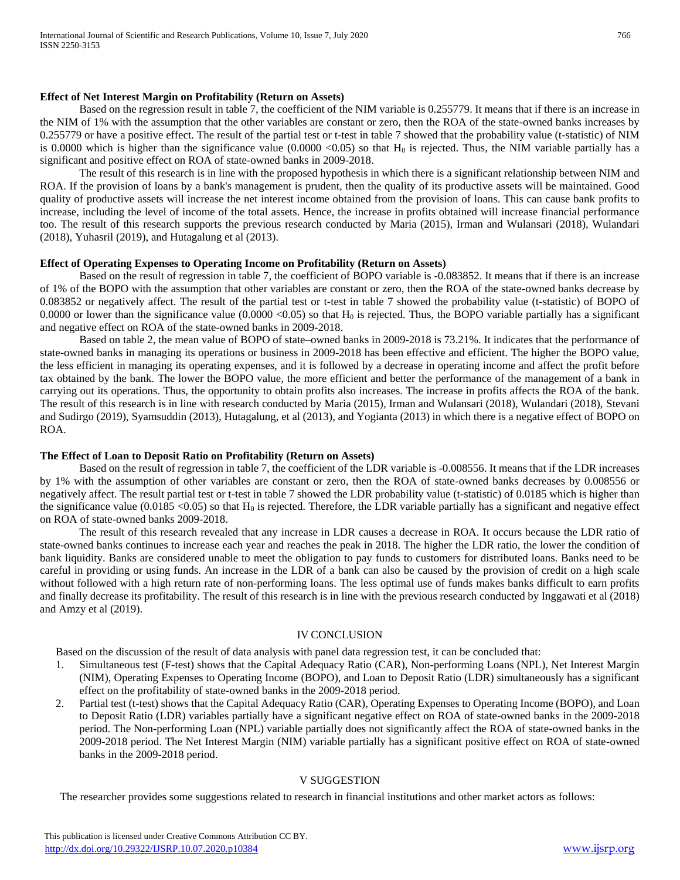**Effect of Net Interest Margin on Profitability (Return on Assets)**

Based on the regression result in table 7, the coefficient of the NIM variable is 0.255779. It means that if there is an increase in the NIM of 1% with the assumption that the other variables are constant or zero, then the ROA of the state-owned banks increases by 0.255779 or have a positive effect. The result of the partial test or t-test in table 7 showed that the probability value (t-statistic) of NIM is 0.0000 which is higher than the significance value (0.0000 <0.05) so that $H_0$ is rejected. Thus, the NIM variable partially has a significant and positive effect on ROA of state-owned banks in 2009-2018.

The result of this research is in line with the proposed hypothesis in which there is a significant relationship between NIM and ROA. If the provision of loans by a bank's management is prudent, then the quality of its productive assets will be maintained. Good quality of productive assets will increase the net interest income obtained from the provision of loans. This can cause bank profits to increase, including the level of income of the total assets. Hence, the increase in profits obtained will increase financial performance too. The result of this research supports the previous research conducted by Maria (2015), Irman and Wulansari (2018), Wulandari (2018), Yuhasril (2019), and Hutagalung et al (2013).

**Effect of Operating Expenses to Operating Income on Profitability (Return on Assets)**

Based on the result of regression in table 7, the coefficient of BOPO variable is -0.083852. It means that if there is an increase of 1% of the BOPO with the assumption that other variables are constant or zero, then the ROA of the state-owned banks decrease by 0.083852 or negatively affect. The result of the partial test or t-test in table 7 showed the probability value (t-statistic) of BOPO of 0.0000 or lower than the significance value (0.0000 <0.05) so that $H_0$ is rejected. Thus, the BOPO variable partially has a significant and negative effect on ROA of the state-owned banks in 2009-2018.

Based on table 2, the mean value of BOPO of state–owned banks in 2009-2018 is 73.21%. It indicates that the performance of state-owned banks in managing its operations or business in 2009-2018 has been effective and efficient. The higher the BOPO value, the less efficient in managing its operating expenses, and it is followed by a decrease in operating income and affect the profit before tax obtained by the bank. The lower the BOPO value, the more efficient and better the performance of the management of a bank in carrying out its operations. Thus, the opportunity to obtain profits also increases. The increase in profits affects the ROA of the bank. The result of this research is in line with research conducted by Maria (2015), Irman and Wulansari (2018), Wulandari (2018), Stevani and Sudirgo (2019), Syamsuddin (2013), Hutagalung, et al (2013), and Yogianta (2013) in which there is a negative effect of BOPO on ROA.

**The Effect of Loan to Deposit Ratio on Profitability (Return on Assets)**

Based on the result of regression in table 7, the coefficient of the LDR variable is -0.008556. It means that if the LDR increases by 1% with the assumption of other variables are constant or zero, then the ROA of state-owned banks decreases by 0.008556 or negatively affect. The result partial test or t-test in table 7 showed the LDR probability value (t-statistic) of 0.0185 which is higher than the significance value (0.0185 <0.05) so that $H_0$ is rejected. Therefore, the LDR variable partially has a significant and negative effect on ROA of state-owned banks 2009-2018.

The result of this research revealed that any increase in LDR causes a decrease in ROA. It occurs because the LDR ratio of state-owned banks continues to increase each year and reaches the peak in 2018. The higher the LDR ratio, the lower the condition of bank liquidity. Banks are considered unable to meet the obligation to pay funds to customers for distributed loans. Banks need to be careful in providing or using funds. An increase in the LDR of a bank can also be caused by the provision of credit on a high scale without followed with a high return rate of non-performing loans. The less optimal use of funds makes banks difficult to earn profits and finally decrease its profitability. The result of this research is in line with the previous research conducted by Inggawati et al (2018) and Amzy et al (2019).

## IV CONCLUSION

Based on the discussion of the result of data analysis with panel data regression test, it can be concluded that:

1. Simultaneous test (F-test) shows that the Capital Adequacy Ratio (CAR), Non-performing Loans (NPL), Net Interest Margin (NIM), Operating Expenses to Operating Income (BOPO), and Loan to Deposit Ratio (LDR) simultaneously has a significant effect on the profitability of state-owned banks in the 2009-2018 period.
2. Partial test (t-test) shows that the Capital Adequacy Ratio (CAR), Operating Expenses to Operating Income (BOPO), and Loan to Deposit Ratio (LDR) variables partially have a significant negative effect on ROA of state-owned banks in the 2009-2018 period. The Non-performing Loan (NPL) variable partially does not significantly affect the ROA of state-owned banks in the 2009-2018 period. The Net Interest Margin (NIM) variable partially has a significant positive effect on ROA of state-owned banks in the 2009-2018 period.

## V SUGGESTION

The researcher provides some suggestions related to research in financial institutions and other market actors as follows: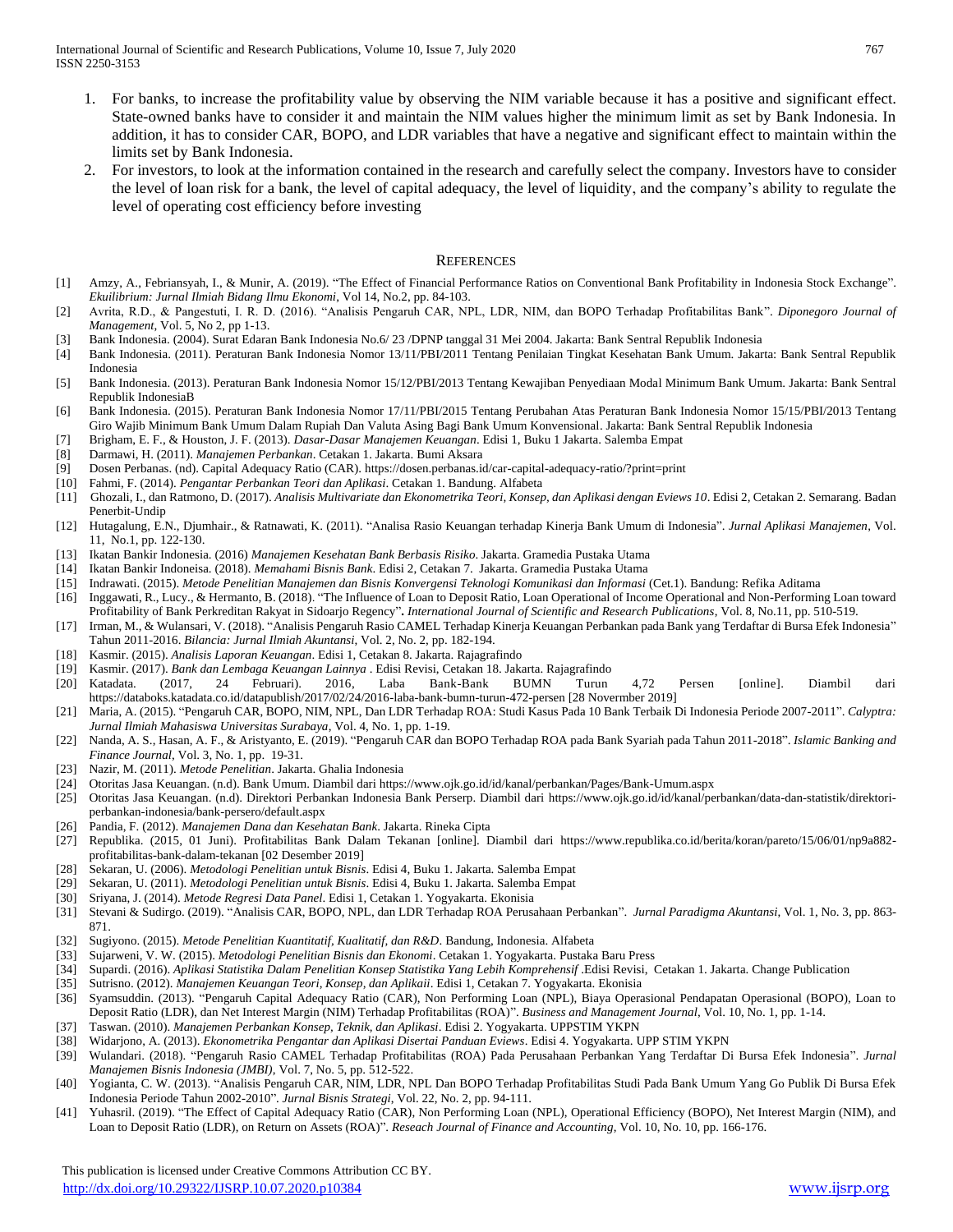1. For banks, to increase the profitability value by observing the NIM variable because it has a positive and significant effect. State-owned banks have to consider it and maintain the NIM values higher the minimum limit as set by Bank Indonesia. In addition, it has to consider CAR, BOPO, and LDR variables that have a negative and significant effect to maintain within the limits set by Bank Indonesia.
2. For investors, to look at the information contained in the research and carefully select the company. Investors have to consider the level of loan risk for a bank, the level of capital adequacy, the level of liquidity, and the company's ability to regulate the level of operating cost efficiency before investing

## REFERENCES

[1] Amzy, A., Febriansyah, I., & Munir, A. (2019). "The Effect of Financial Performance Ratios on Conventional Bank Profitability in Indonesia Stock Exchange". *Ekuilibrium: Jurnal Ilmiah Bidang Ilmu Ekonomi*, Vol 14, No.2, pp. 84-103.

[2] Avrita, R.D., & Pangestuti, I. R. D. (2016). "Analisis Pengaruh CAR, NPL, LDR, NIM, dan BOPO Terhadap Profitabilitas Bank". *Diponegoro Journal of Management*, Vol. 5, No 2, pp 1-13.

[3] Bank Indonesia. (2004). Surat Edaran Bank Indonesia No.6/ 23 /DPNP tanggal 31 Mei 2004. Jakarta: Bank Sentral Republik Indonesia

[4] Bank Indonesia. (2011). Peraturan Bank Indonesia Nomor 13/11/PBI/2011 Tentang Penilaian Tingkat Kesehatan Bank Umum. Jakarta: Bank Sentral Republik Indonesia

[5] Bank Indonesia. (2013). Peraturan Bank Indonesia Nomor 15/12/PBI/2013 Tentang Kewajiban Penyediaan Modal Minimum Bank Umum. Jakarta: Bank Sentral Republik IndonesiaB

[6] Bank Indonesia. (2015). Peraturan Bank Indonesia Nomor 17/11/PBI/2015 Tentang Perubahan Atas Peraturan Bank Indonesia Nomor 15/15/PBI/2013 Tentang Giro Wajib Minimum Bank Umum Dalam Rupiah Dan Valuta Asing Bagi Bank Umum Konvensional. Jakarta: Bank Sentral Republik Indonesia

[7] Brigham, E. F., & Houston, J. F. (2013). *Dasar-Dasar Manajemen Keuangan*. Edisi 1, Buku 1 Jakarta. Salemba Empat

[8] Darmawi, H. (2011). *Manajemen Perbankan*. Cetakan 1. Jakarta. Bumi Aksara

[9] Dosen Perbanas. (nd). Capital Adequacy Ratio (CAR). https://dosen.perbanas.id/car-capital-adequacy-ratio/?print=print

[10] Fahmi, F. (2014). *Pengantar Perbankan Teori dan Aplikasi*. Cetakan 1. Bandung. Alfabeta

[11] Ghozali, I., dan Ratmono, D. (2017). *Analisis Multivariate dan Ekonometrika Teori, Konsep, dan Aplikasi dengan Eviews 10*. Edisi 2, Cetakan 2. Semarang. Badan Penerbit-Undip

[12] Hutagalung, E.N., Djumhair., & Ratnawati, K. (2011). "Analisa Rasio Keuangan terhadap Kinerja Bank Umum di Indonesia". *Jurnal Aplikasi Manajemen*, Vol. 11, No.1, pp. 122-130.

[13] Ikatan Bankir Indonesia. (2016) *Manajemen Kesehatan Bank Berbasis Risiko*. Jakarta. Gramedia Pustaka Utama

[14] Ikatan Bankir Indoneisa. (2018). *Memahami Bisnis Bank*. Edisi 2, Cetakan 7. Jakarta. Gramedia Pustaka Utama

[15] Indrawati. (2015). *Metode Penelitian Manajemen dan Bisnis Konvergensi Teknologi Komunikasi dan Informasi* (Cet.1). Bandung: Refika Aditama

[16] Inggawati, R., Lucy., & Hermanto, B. (2018). "The Influence of Loan to Deposit Ratio, Loan Operational of Income Operational and Non-Performing Loan toward Profitability of Bank Perkreditan Rakyat in Sidoarjo Regency". *International Journal of Scientific and Research Publications*, Vol. 8, No.11, pp. 510-519.

[17] Irman, M., & Wulansari, V. (2018). "Analisis Pengaruh Rasio CAMEL Terhadap Kinerja Keuangan Perbankan pada Bank yang Terdaftar di Bursa Efek Indonesia" Tahun 2011-2016. *Bilancia: Jurnal Ilmiah Akuntansi*, Vol. 2, No. 2, pp. 182-194.

[18] Kasmir. (2015). *Analisis Laporan Keuangan*. Edisi 1, Cetakan 8. Jakarta. Rajagrafindo

[19] Kasmir. (2017). *Bank dan Lembaga Keuangan Lainnya* . Edisi Revisi, Cetakan 18. Jakarta. Rajagrafindo

[20] Katadata. (2017, 24 Februari). 2016, Laba Bank-Bank BUMN Turun 4,72 Persen [online]. Diambil dari https://databoks.katadata.co.id/datapublish/2017/02/24/2016-laba-bank-bumn-turun-472-persen [28 Novermber 2019]

[21] Maria, A. (2015). "Pengaruh CAR, BOPO, NIM, NPL, Dan LDR Terhadap ROA: Studi Kasus Pada 10 Bank Terbaik Di Indonesia Periode 2007-2011". *Calyptra: Jurnal Ilmiah Mahasiswa Universitas Surabaya*, Vol. 4, No. 1, pp. 1-19.

[22] Nanda, A. S., Hasan, A. F., & Aristyanto, E. (2019). "Pengaruh CAR dan BOPO Terhadap ROA pada Bank Syariah pada Tahun 2011-2018". *Islamic Banking and Finance Journal*, Vol. 3, No. 1, pp. 19-31.

[23] Nazir, M. (2011). *Metode Penelitian*. Jakarta. Ghalia Indonesia

[24] Otoritas Jasa Keuangan. (n.d). Bank Umum. Diambil dari https://www.ojk.go.id/id/kanal/perbankan/Pages/Bank-Umum.aspx

[25] Otoritas Jasa Keuangan. (n.d). Direktori Perbankan Indonesia Bank Perserp. Diambil dari https://www.ojk.go.id/id/kanal/perbankan/data-dan-statistik/direktori-perbankan-indonesia/bank-persero/default.aspx

[26] Pandia, F. (2012). *Manajemen Dana dan Kesehatan Bank*. Jakarta. Rineka Cipta

[27] Republika. (2015, 01 Juni). Profitabilitas Bank Dalam Tekanan [online]. Diambil dari https://www.republika.co.id/berita/koran/pareto/15/06/01/np9a882-profitabilitas-bank-dalam-tekanan [02 Desember 2019]

[28] Sekaran, U. (2006). *Metodologi Penelitian untuk Bisnis*. Edisi 4, Buku 1. Jakarta. Salemba Empat

[29] Sekaran, U. (2011). *Metodologi Penelitian untuk Bisnis*. Edisi 4, Buku 1. Jakarta. Salemba Empat

[30] Sriyana, J. (2014). *Metode Regresi Data Panel*. Edisi 1, Cetakan 1. Yogyakarta. Ekonisia

[31] Stevani & Sudirgo. (2019). "Analisis CAR, BOPO, NPL, dan LDR Terhadap ROA Perusahaan Perbankan". *Jurnal Paradigma Akuntansi*, Vol. 1, No. 3, pp. 863-871.

[32] Sugiyono. (2015). *Metode Penelitian Kuantitatif, Kualitatif, dan R&D*. Bandung, Indonesia. Alfabeta

[33] Sujarweni, V. W. (2015). *Metodologi Penelitian Bisnis dan Ekonomi*. Cetakan 1. Yogyakarta. Pustaka Baru Press

[34] Supardi. (2016). *Aplikasi Statistika Dalam Penelitian Konsep Statistika Yang Lebih Komprehensif* .Edisi Revisi, Cetakan 1. Jakarta. Change Publication

[35] Sutrisno. (2012). *Manajemen Keuangan Teori, Konsep, dan Aplikaii*. Edisi 1, Cetakan 7. Yogyakarta. Ekonisia

[36] Syamsuddin. (2013). "Pengaruh Capital Adequacy Ratio (CAR), Non Performing Loan (NPL), Biaya Operasional Pendapatan Operasional (BOPO), Loan to Deposit Ratio (LDR), dan Net Interest Margin (NIM) Terhadap Profitabilitas (ROA)". *Business and Management Journal*, Vol. 10, No. 1, pp. 1-14.

[37] Taswan. (2010). *Manajemen Perbankan Konsep, Teknik, dan Aplikasi*. Edisi 2. Yogyakarta. UPPSTIM YKPN

[38] Widarjono, A. (2013). *Ekonometrika Pengantar dan Aplikasi Disertai Panduan Eviews*. Edisi 4. Yogyakarta. UPP STIM YKPN

[39] Wulandari. (2018). "Pengaruh Rasio CAMEL Terhadap Profitabilitas (ROA) Pada Perusahaan Perbankan Yang Terdaftar Di Bursa Efek Indonesia". *Jurnal Manajemen Bisnis Indonesia (JMBI)*, Vol. 7, No. 5, pp. 512-522.

[40] Yogianta, C. W. (2013). "Analisis Pengaruh CAR, NIM, LDR, NPL Dan BOPO Terhadap Profitabilitas Studi Pada Bank Umum Yang Go Publik Di Bursa Efek Indonesia Periode Tahun 2002-2010". *Jurnal Bisnis Strategi*, Vol. 22, No. 2, pp. 94-111.

[41] Yuhasril. (2019). "The Effect of Capital Adequacy Ratio (CAR), Non Performing Loan (NPL), Operational Efficiency (BOPO), Net Interest Margin (NIM), and Loan to Deposit Ratio (LDR), on Return on Assets (ROA)". *Reseach Journal of Finance and Accounting*, Vol. 10, No. 10, pp. 166-176.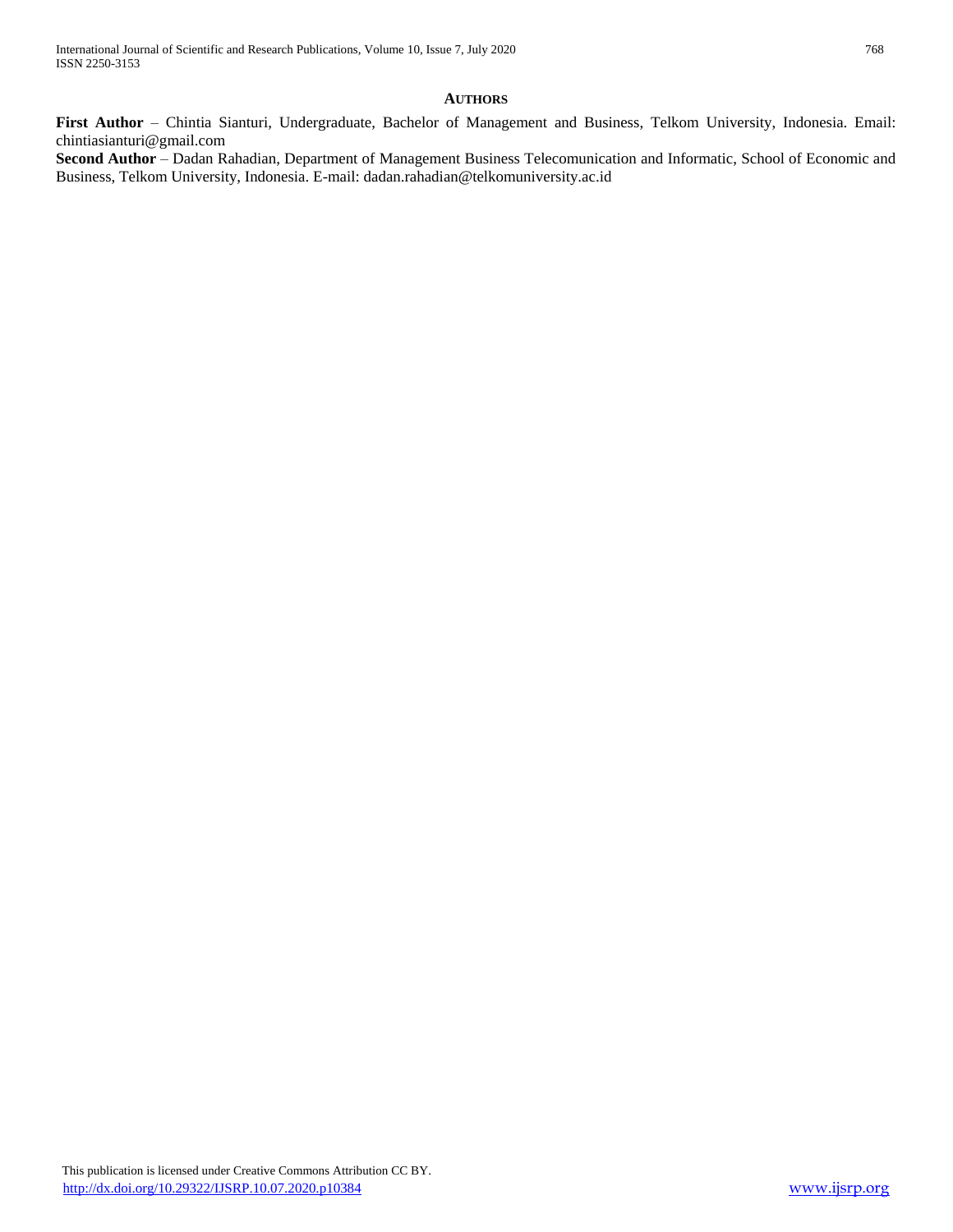## AUTHORS

**First Author** – Chintia Sianturi, Undergraduate, Bachelor of Management and Business, Telkom University, Indonesia. Email: chintiasianturi@gmail.com

**Second Author** – Dadan Rahadian, Department of Management Business Telecomunication and Informatic, School of Economic and Business, Telkom University, Indonesia. E-mail: dadan.rahadian@telkomuniversity.ac.id